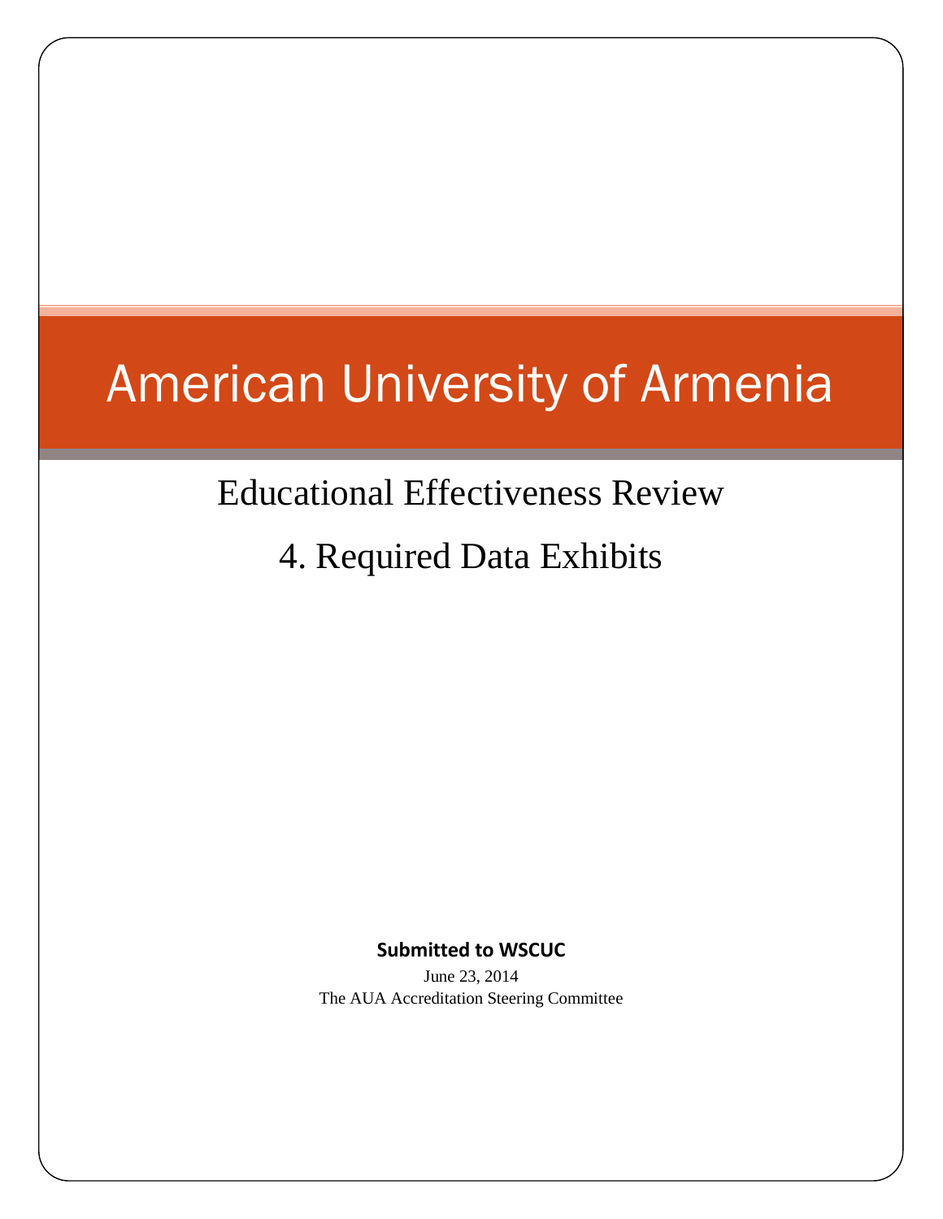# American University of Armenia

## Educational Effectiveness Review

## 4. Required Data Exhibits

**Submitted to WSCUC**

June 23, 2014

The AUA Accreditation Steering Committee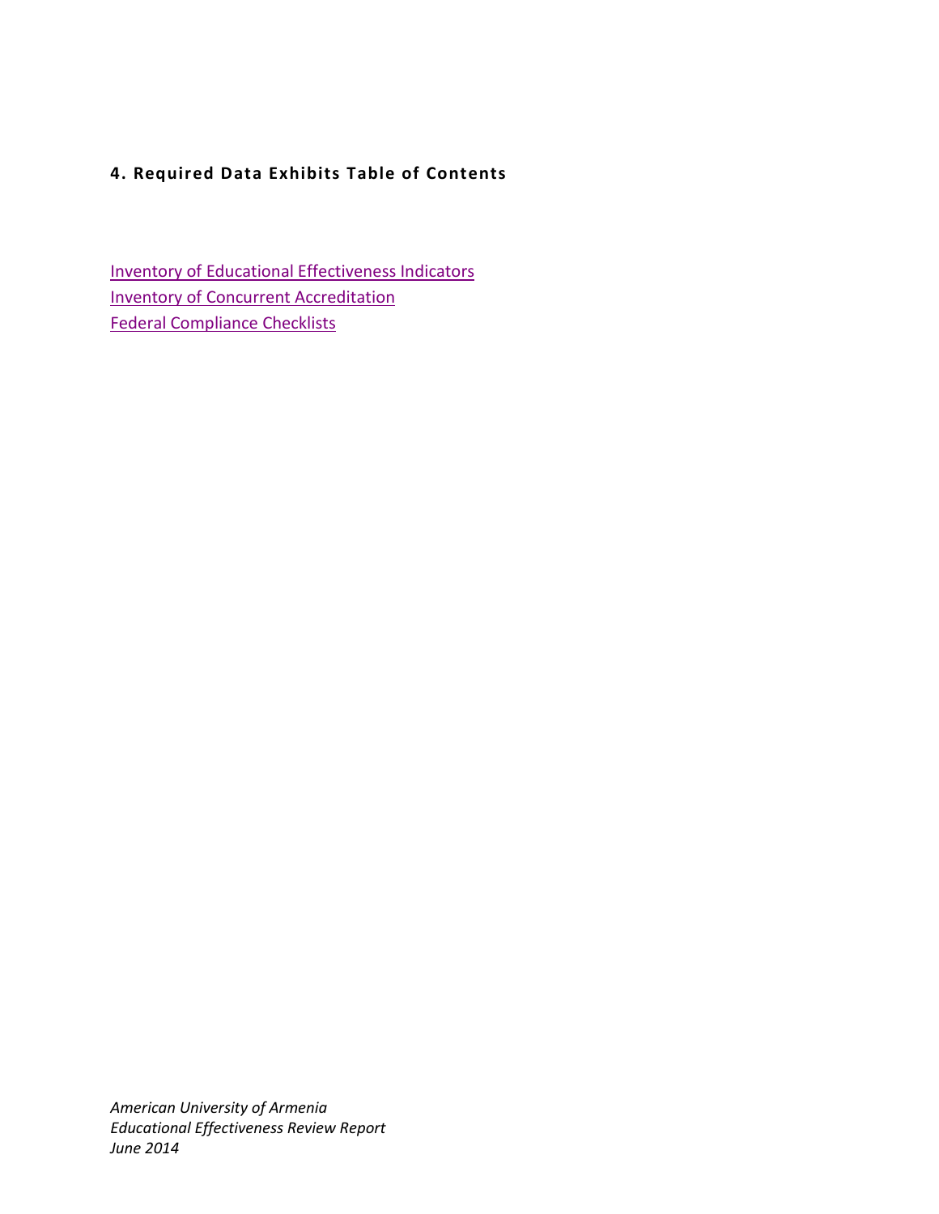## 4. Required Data Exhibits Table of Contents

Inventory of Educational Effectiveness Indicators
Inventory of Concurrent Accreditation
Federal Compliance Checklists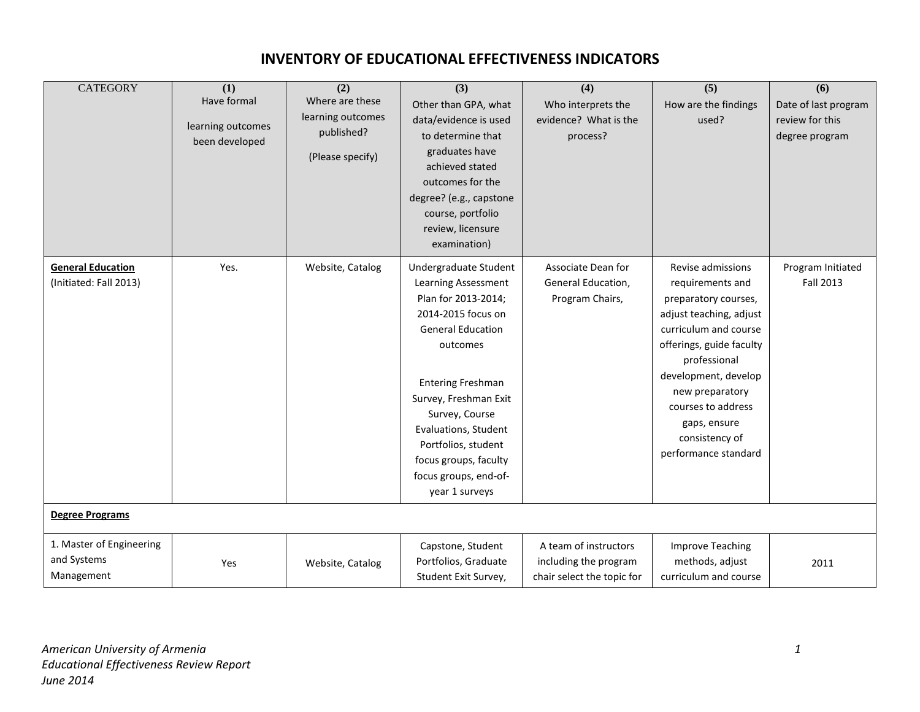# INVENTORY OF EDUCATIONAL EFFECTIVENESS INDICATORS

| CATEGORY | (1) Have formal learning outcomes been developed | (2) Where are these learning outcomes published? (Please specify) | (3) Other than GPA, what data/evidence is used to determine that graduates have achieved stated outcomes for the degree? (e.g., capstone course, portfolio review, licensure examination) | (4) Who interprets the evidence? What is the process? | (5) How are the findings used? | (6) Date of last program review for this degree program |
|---|---|---|---|---|---|---|
| **General Education** (Initiated: Fall 2013) | Yes. | Website, Catalog | Undergraduate Student Learning Assessment Plan for 2013-2014; 2014-2015 focus on General Education outcomes<br><br>Entering Freshman Survey, Freshman Exit Survey, Course Evaluations, Student Portfolios, student focus groups, faculty focus groups, end-of-year 1 surveys | Associate Dean for General Education, Program Chairs, | Revise admissions requirements and preparatory courses, adjust teaching, adjust curriculum and course offerings, guide faculty professional development, develop new preparatory courses to address gaps, ensure consistency of performance standard | Program Initiated Fall 2013 |
| **Degree Programs** | | | | | | |
| 1. Master of Engineering and Systems Management | Yes | Website, Catalog | Capstone, Student Portfolios, Graduate Student Exit Survey, | A team of instructors including the program chair select the topic for | Improve Teaching methods, adjust curriculum and course | 2011 |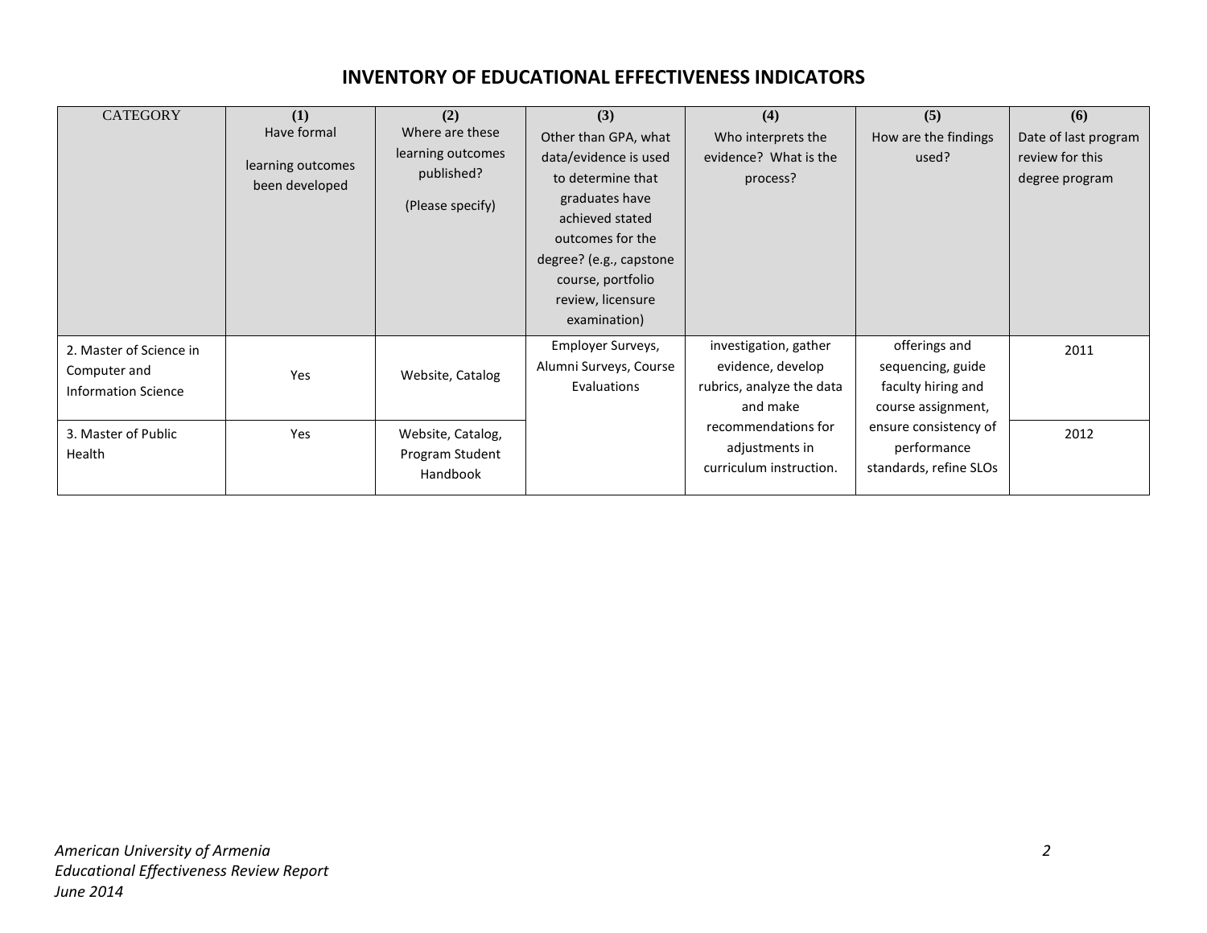## INVENTORY OF EDUCATIONAL EFFECTIVENESS INDICATORS

| CATEGORY | (1) Have formal learning outcomes been developed | (2) Where are these learning outcomes published? (Please specify) | (3) Other than GPA, what data/evidence is used to determine that graduates have achieved stated outcomes for the degree? (e.g., capstone course, portfolio review, licensure examination) | (4) Who interprets the evidence? What is the process? | (5) How are the findings used? | (6) Date of last program review for this degree program |
|---|---|---|---|---|---|---|
| 2. Master of Science in Computer and Information Science | Yes | Website, Catalog | Employer Surveys, Alumni Surveys, Course Evaluations | investigation, gather evidence, develop rubrics, analyze the data and make recommendations for adjustments in curriculum instruction. | offerings and sequencing, guide faculty hiring and course assignment, ensure consistency of performance standards, refine SLOs | 2011 |
| 3. Master of Public Health | Yes | Website, Catalog, Program Student Handbook | | | | 2012 |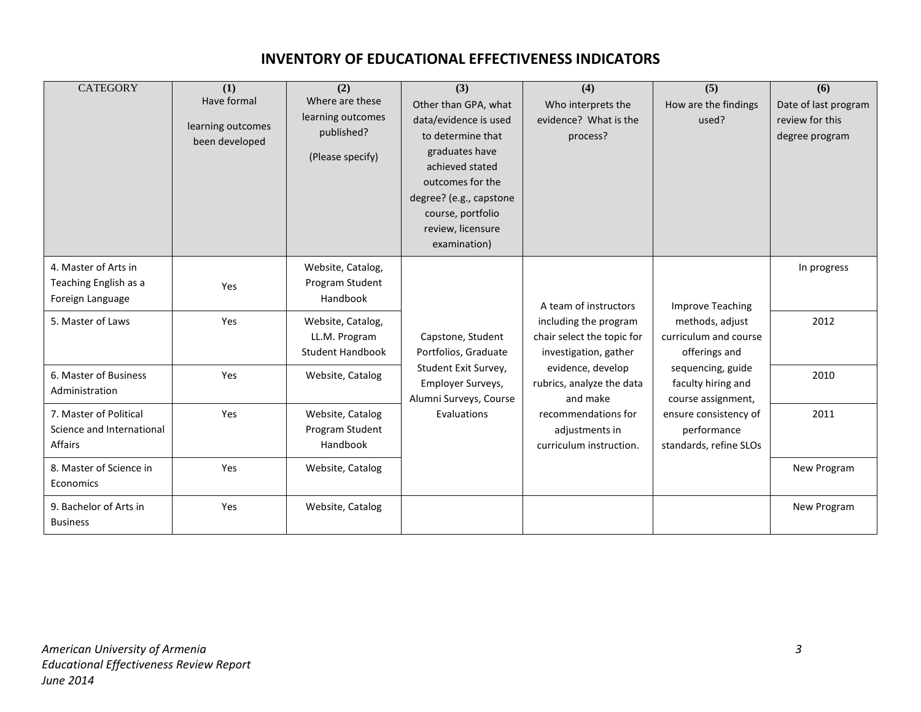## INVENTORY OF EDUCATIONAL EFFECTIVENESS INDICATORS

| CATEGORY | (1) Have formal learning outcomes been developed | (2) Where are these learning outcomes published? (Please specify) | (3) Other than GPA, what data/evidence is used to determine that graduates have achieved stated outcomes for the degree? (e.g., capstone course, portfolio review, licensure examination) | (4) Who interprets the evidence? What is the process? | (5) How are the findings used? | (6) Date of last program review for this degree program |
|---|---|---|---|---|---|---|
| 4. Master of Arts in Teaching English as a Foreign Language | Yes | Website, Catalog, Program Student Handbook | Capstone, Student Portfolios, Graduate Student Exit Survey, Employer Surveys, Alumni Surveys, Course Evaluations | A team of instructors including the program chair select the topic for investigation, gather evidence, develop rubrics, analyze the data and make recommendations for adjustments in curriculum instruction. | Improve Teaching methods, adjust curriculum and course offerings and sequencing, guide faculty hiring and course assignment, ensure consistency of performance standards, refine SLOs | In progress |
| 5. Master of Laws | Yes | Website, Catalog, LL.M. Program Student Handbook | | | | 2012 |
| 6. Master of Business Administration | Yes | Website, Catalog | | | | 2010 |
| 7. Master of Political Science and International Affairs | Yes | Website, Catalog Program Student Handbook | | | | 2011 |
| 8. Master of Science in Economics | Yes | Website, Catalog | | | | New Program |
| 9. Bachelor of Arts in Business | Yes | Website, Catalog | | | | New Program |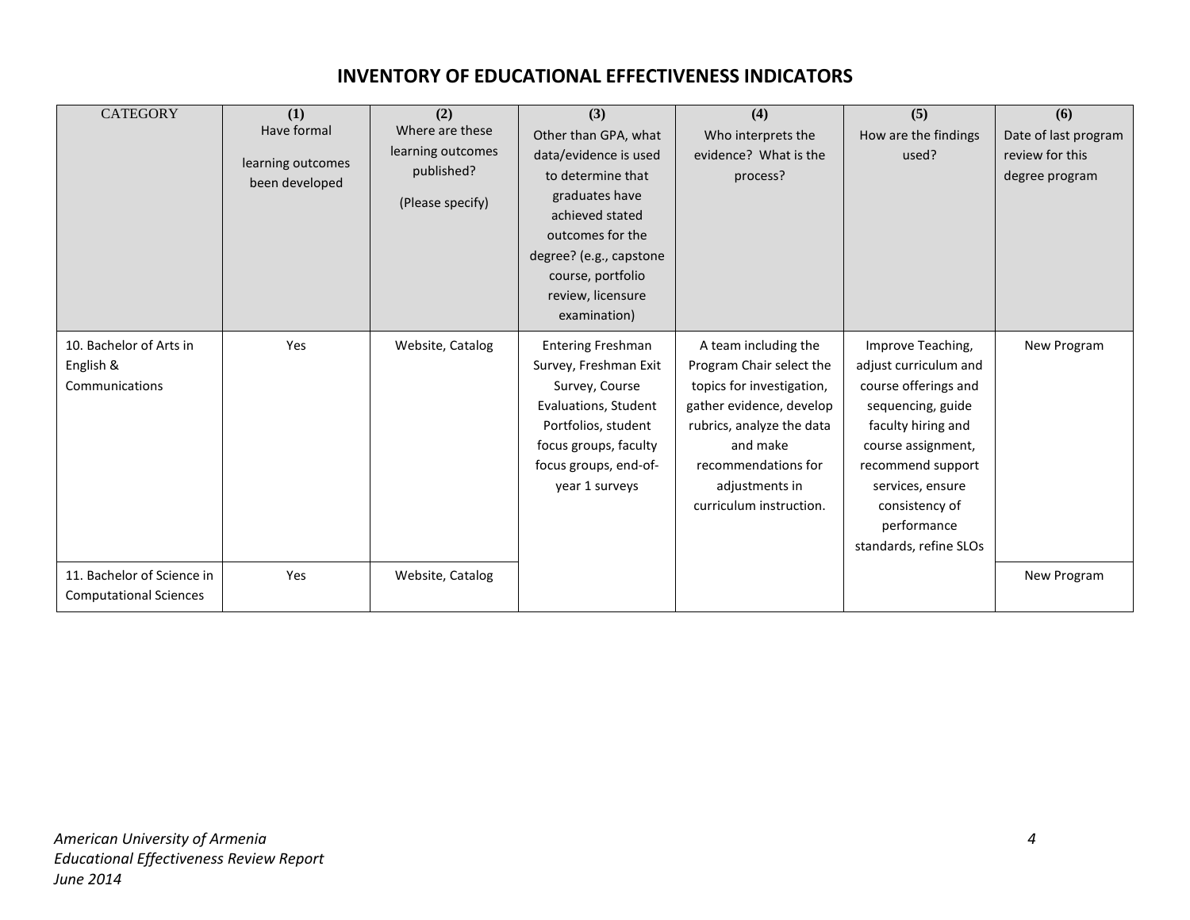# INVENTORY OF EDUCATIONAL EFFECTIVENESS INDICATORS

| CATEGORY | (1) Have formal learning outcomes been developed | (2) Where are these learning outcomes published? (Please specify) | (3) Other than GPA, what data/evidence is used to determine that graduates have achieved stated outcomes for the degree? (e.g., capstone course, portfolio review, licensure examination) | (4) Who interprets the evidence? What is the process? | (5) How are the findings used? | (6) Date of last program review for this degree program |
|---|---|---|---|---|---|---|
| 10. Bachelor of Arts in English & Communications | Yes | Website, Catalog | Entering Freshman Survey, Freshman Exit Survey, Course Evaluations, Student Portfolios, student focus groups, faculty focus groups, end-of-year 1 surveys | A team including the Program Chair select the topics for investigation, gather evidence, develop rubrics, analyze the data and make recommendations for adjustments in curriculum instruction. | Improve Teaching, adjust curriculum and course offerings and sequencing, guide faculty hiring and course assignment, recommend support services, ensure consistency of performance standards, refine SLOs | New Program |
| 11. Bachelor of Science in Computational Sciences | Yes | Website, Catalog | | | | New Program |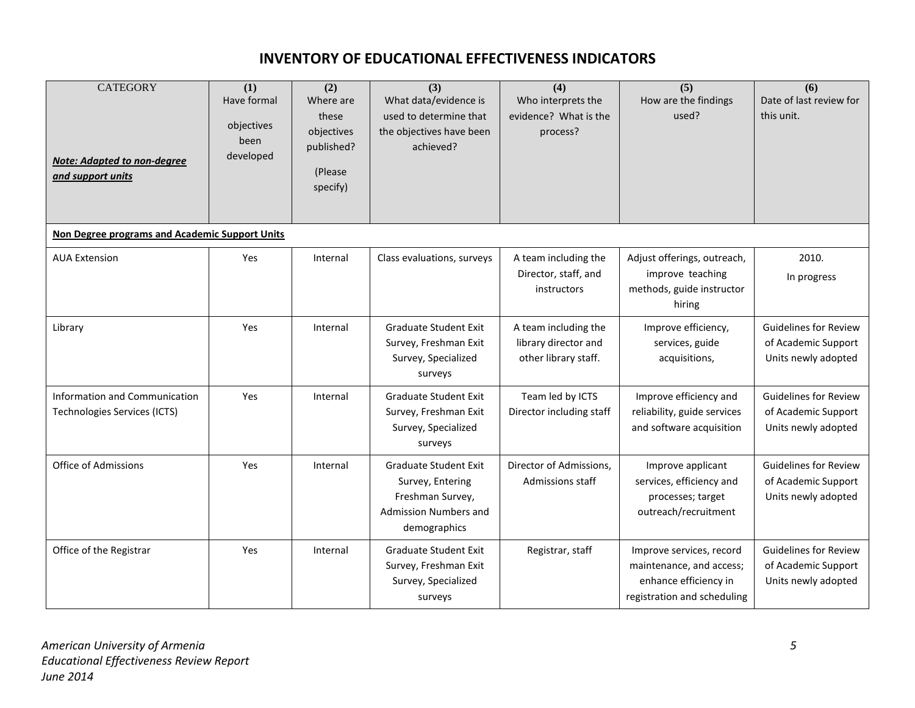# INVENTORY OF EDUCATIONAL EFFECTIVENESS INDICATORS

| CATEGORY<br><br>***Note: Adapted to non-degree and support units*** | (1)<br>Have formal objectives been developed | (2)<br>Where are these objectives published?<br>(Please specify) | (3)<br>What data/evidence is used to determine that the objectives have been achieved? | (4)<br>Who interprets the evidence? What is the process? | (5)<br>How are the findings used? | (6)<br>Date of last review for this unit. |
|---|---|---|---|---|---|---|
| **Non Degree programs and Academic Support Units** | | | | | | |
| AUA Extension | Yes | Internal | Class evaluations, surveys | A team including the Director, staff, and instructors | Adjust offerings, outreach, improve teaching methods, guide instructor hiring | 2010.<br>In progress |
| Library | Yes | Internal | Graduate Student Exit Survey, Freshman Exit Survey, Specialized surveys | A team including the library director and other library staff. | Improve efficiency, services, guide acquisitions, | Guidelines for Review of Academic Support Units newly adopted |
| Information and Communication Technologies Services (ICTS) | Yes | Internal | Graduate Student Exit Survey, Freshman Exit Survey, Specialized surveys | Team led by ICTS Director including staff | Improve efficiency and reliability, guide services and software acquisition | Guidelines for Review of Academic Support Units newly adopted |
| Office of Admissions | Yes | Internal | Graduate Student Exit Survey, Entering Freshman Survey, Admission Numbers and demographics | Director of Admissions, Admissions staff | Improve applicant services, efficiency and processes; target outreach/recruitment | Guidelines for Review of Academic Support Units newly adopted |
| Office of the Registrar | Yes | Internal | Graduate Student Exit Survey, Freshman Exit Survey, Specialized surveys | Registrar, staff | Improve services, record maintenance, and access; enhance efficiency in registration and scheduling | Guidelines for Review of Academic Support Units newly adopted |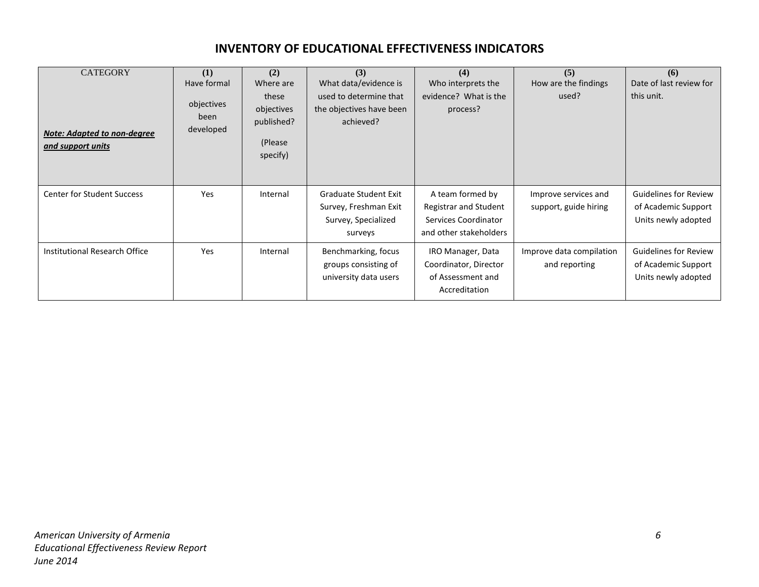# INVENTORY OF EDUCATIONAL EFFECTIVENESS INDICATORS

| CATEGORY<br><br>***Note: Adapted to non-degree and support units*** | **(1)**<br>Have formal objectives been developed | **(2)**<br>Where are these objectives published?<br>(Please specify) | **(3)**<br>What data/evidence is used to determine that the objectives have been achieved? | **(4)**<br>Who interprets the evidence? What is the process? | **(5)**<br>How are the findings used? | **(6)**<br>Date of last review for this unit. |
|---|---|---|---|---|---|---|
| Center for Student Success | Yes | Internal | Graduate Student Exit Survey, Freshman Exit Survey, Specialized surveys | A team formed by Registrar and Student Services Coordinator and other stakeholders | Improve services and support, guide hiring | Guidelines for Review of Academic Support Units newly adopted |
| Institutional Research Office | Yes | Internal | Benchmarking, focus groups consisting of university data users | IRO Manager, Data Coordinator, Director of Assessment and Accreditation | Improve data compilation and reporting | Guidelines for Review of Academic Support Units newly adopted |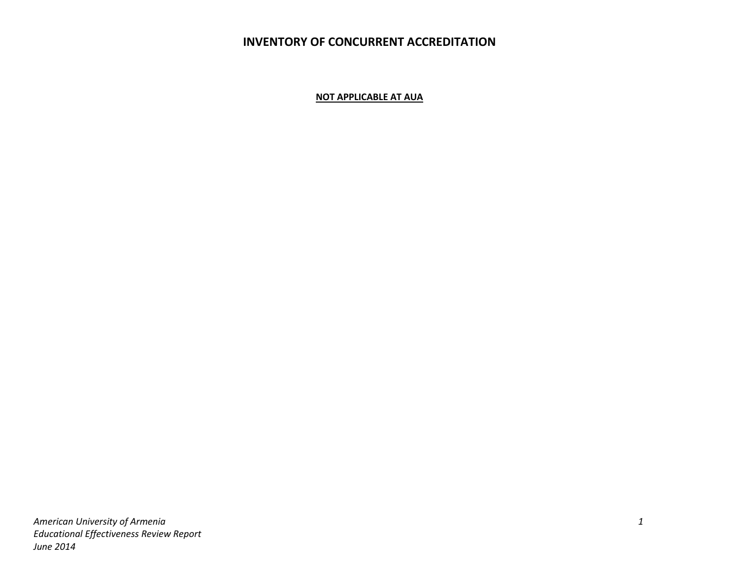# INVENTORY OF CONCURRENT ACCREDITATION

**NOT APPLICABLE AT AUA**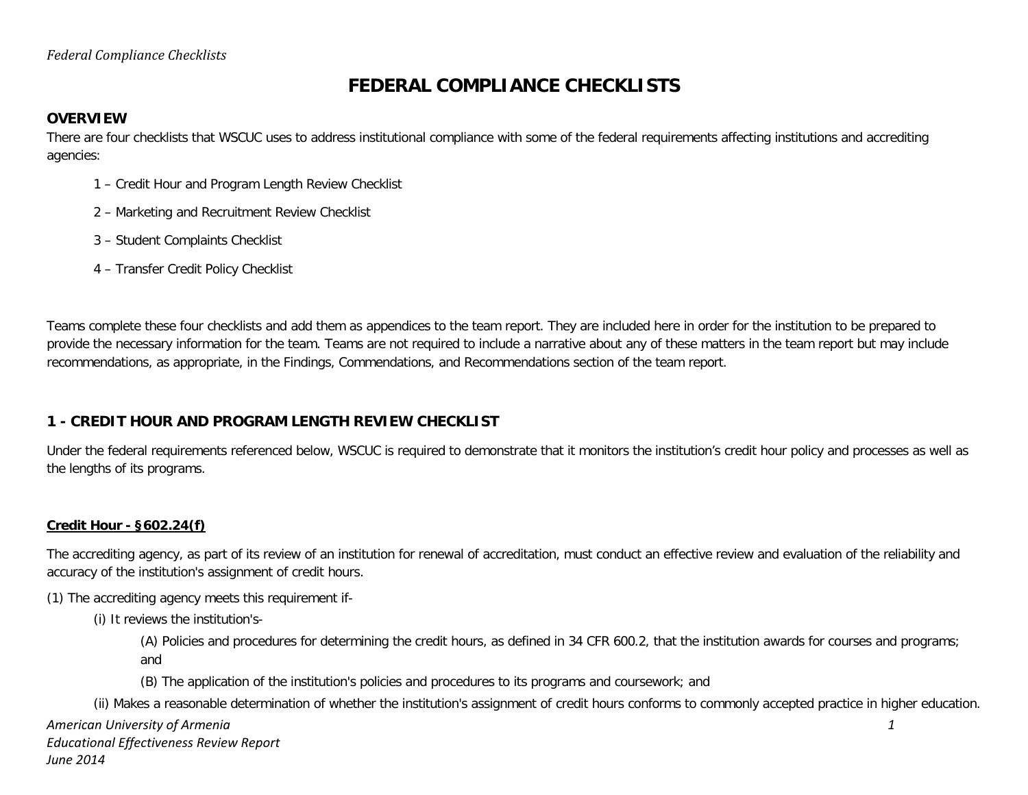# FEDERAL COMPLIANCE CHECKLISTS

## OVERVIEW

There are four checklists that WSCUC uses to address institutional compliance with some of the federal requirements affecting institutions and accrediting agencies:

1 – Credit Hour and Program Length Review Checklist

2 – Marketing and Recruitment Review Checklist

3 – Student Complaints Checklist

4 – Transfer Credit Policy Checklist

Teams complete these four checklists and add them as appendices to the team report. They are included here in order for the institution to be prepared to provide the necessary information for the team. Teams are not required to include a narrative about any of these matters in the team report but may include recommendations, as appropriate, in the Findings, Commendations, and Recommendations section of the team report.

## 1 - CREDIT HOUR AND PROGRAM LENGTH REVIEW CHECKLIST

Under the federal requirements referenced below, WSCUC is required to demonstrate that it monitors the institution's credit hour policy and processes as well as the lengths of its programs.

**Credit Hour - §602.24(f)**

The accrediting agency, as part of its review of an institution for renewal of accreditation, must conduct an effective review and evaluation of the reliability and accuracy of the institution's assignment of credit hours.

(1) The accrediting agency meets this requirement if-

(i) It reviews the institution's-

(A) Policies and procedures for determining the credit hours, as defined in 34 CFR 600.2, that the institution awards for courses and programs; and

(B) The application of the institution's policies and procedures to its programs and coursework; and

(ii) Makes a reasonable determination of whether the institution's assignment of credit hours conforms to commonly accepted practice in higher education.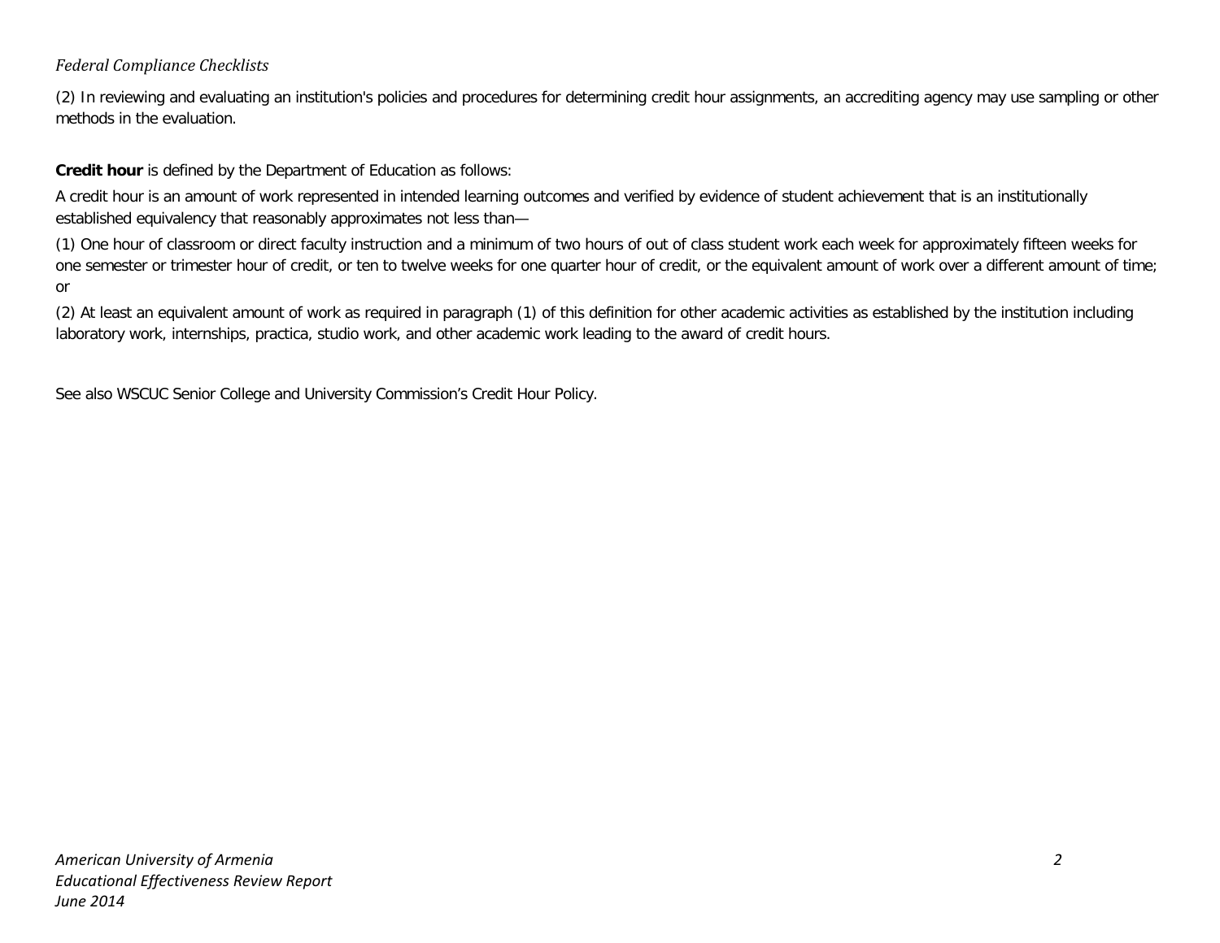(2) In reviewing and evaluating an institution's policies and procedures for determining credit hour assignments, an accrediting agency may use sampling or other methods in the evaluation.

**Credit hour** is defined by the Department of Education as follows:

A credit hour is an amount of work represented in intended learning outcomes and verified by evidence of student achievement that is an institutionally established equivalency that reasonably approximates not less than—

(1) One hour of classroom or direct faculty instruction and a minimum of two hours of out of class student work each week for approximately fifteen weeks for one semester or trimester hour of credit, or ten to twelve weeks for one quarter hour of credit, or the equivalent amount of work over a different amount of time; or

(2) At least an equivalent amount of work as required in paragraph (1) of this definition for other academic activities as established by the institution including laboratory work, internships, practica, studio work, and other academic work leading to the award of credit hours.

See also WSCUC Senior College and University Commission's Credit Hour Policy.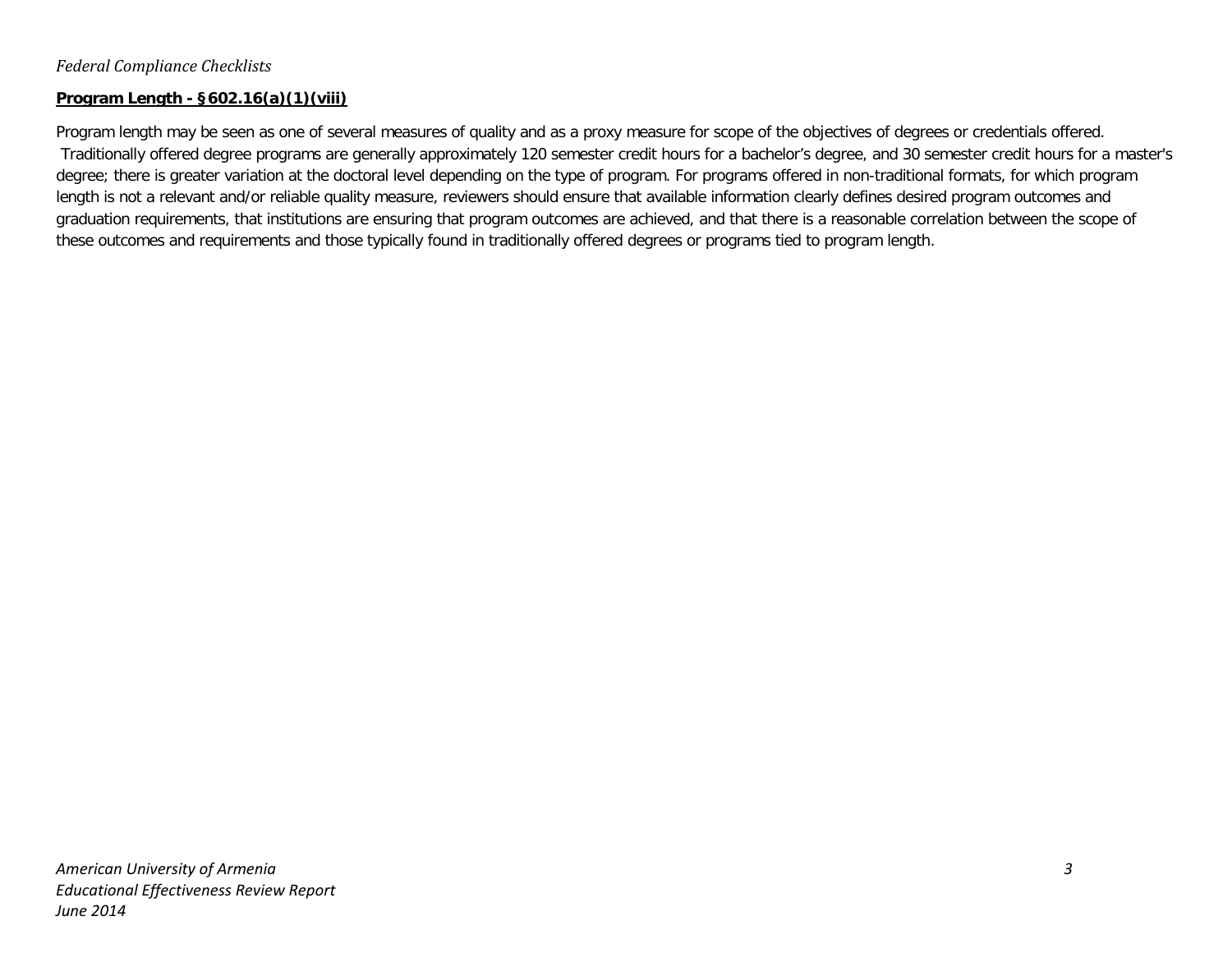*Federal Compliance Checklists*

**Program Length - §602.16(a)(1)(viii)**

Program length may be seen as one of several measures of quality and as a proxy measure for scope of the objectives of degrees or credentials offered. Traditionally offered degree programs are generally approximately 120 semester credit hours for a bachelor's degree, and 30 semester credit hours for a master's degree; there is greater variation at the doctoral level depending on the type of program. For programs offered in non-traditional formats, for which program length is not a relevant and/or reliable quality measure, reviewers should ensure that available information clearly defines desired program outcomes and graduation requirements, that institutions are ensuring that program outcomes are achieved, and that there is a reasonable correlation between the scope of these outcomes and requirements and those typically found in traditionally offered degrees or programs tied to program length.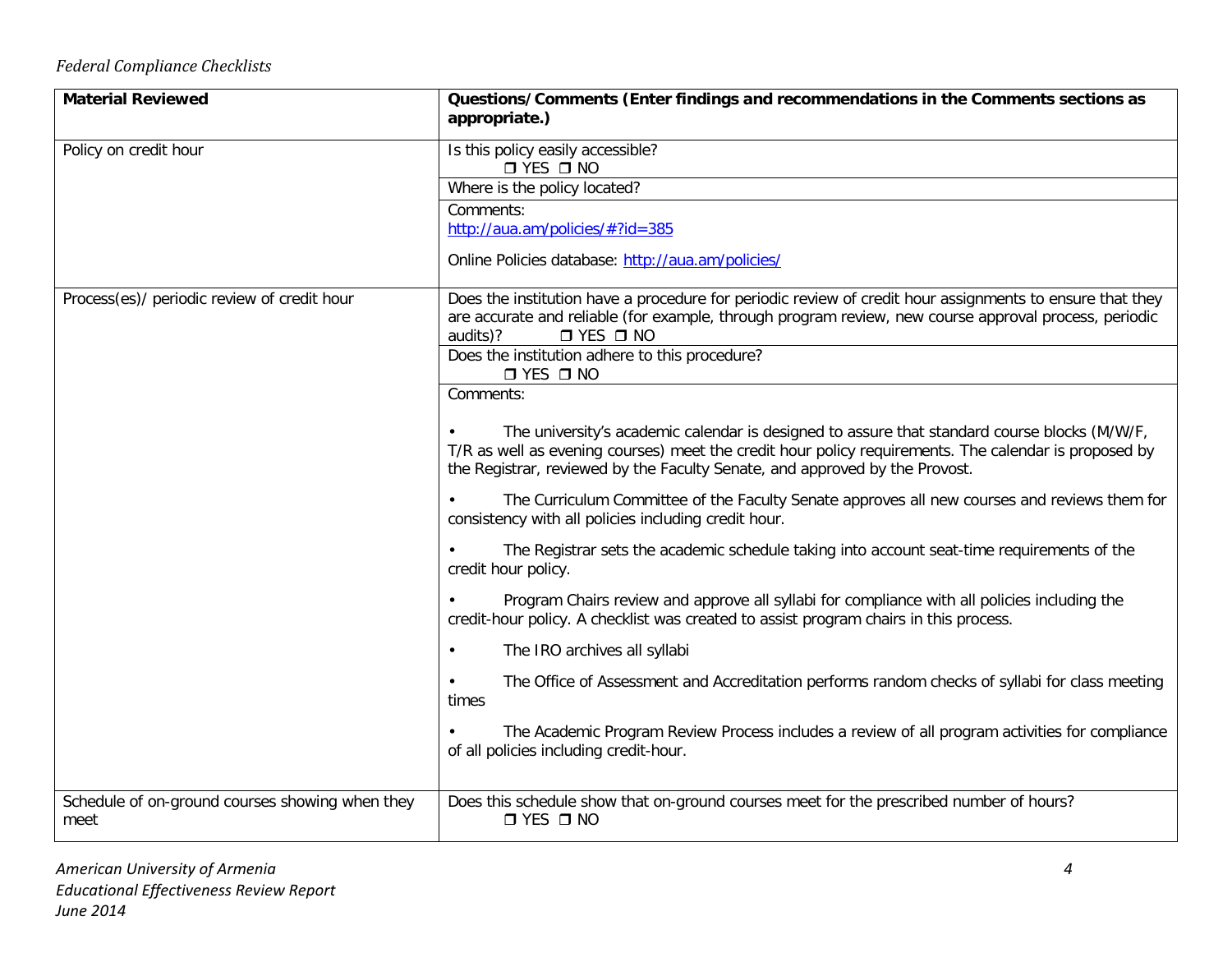| Material Reviewed | Questions/Comments (Enter findings and recommendations in the Comments sections as appropriate.) |
|---|---|
| Policy on credit hour | Is this policy easily accessible? ❒ YES ❒ NO |
| | Where is the policy located? |
| | Comments:<br>http://aua.am/policies/#?id=385<br><br>Online Policies database: http://aua.am/policies/ |
| Process(es)/ periodic review of credit hour | Does the institution have a procedure for periodic review of credit hour assignments to ensure that they are accurate and reliable (for example, through program review, new course approval process, periodic audits)? ❒ YES ❒ NO |
| | Does the institution adhere to this procedure? ❒ YES ❒ NO |
| | Comments:<br><br>• The university's academic calendar is designed to assure that standard course blocks (M/W/F, T/R as well as evening courses) meet the credit hour policy requirements. The calendar is proposed by the Registrar, reviewed by the Faculty Senate, and approved by the Provost.<br><br>• The Curriculum Committee of the Faculty Senate approves all new courses and reviews them for consistency with all policies including credit hour.<br><br>• The Registrar sets the academic schedule taking into account seat-time requirements of the credit hour policy.<br><br>• Program Chairs review and approve all syllabi for compliance with all policies including the credit-hour policy. A checklist was created to assist program chairs in this process.<br><br>• The IRO archives all syllabi<br><br>• The Office of Assessment and Accreditation performs random checks of syllabi for class meeting times<br><br>• The Academic Program Review Process includes a review of all program activities for compliance of all policies including credit-hour. |
| Schedule of on-ground courses showing when they meet | Does this schedule show that on-ground courses meet for the prescribed number of hours? ❒ YES ❒ NO |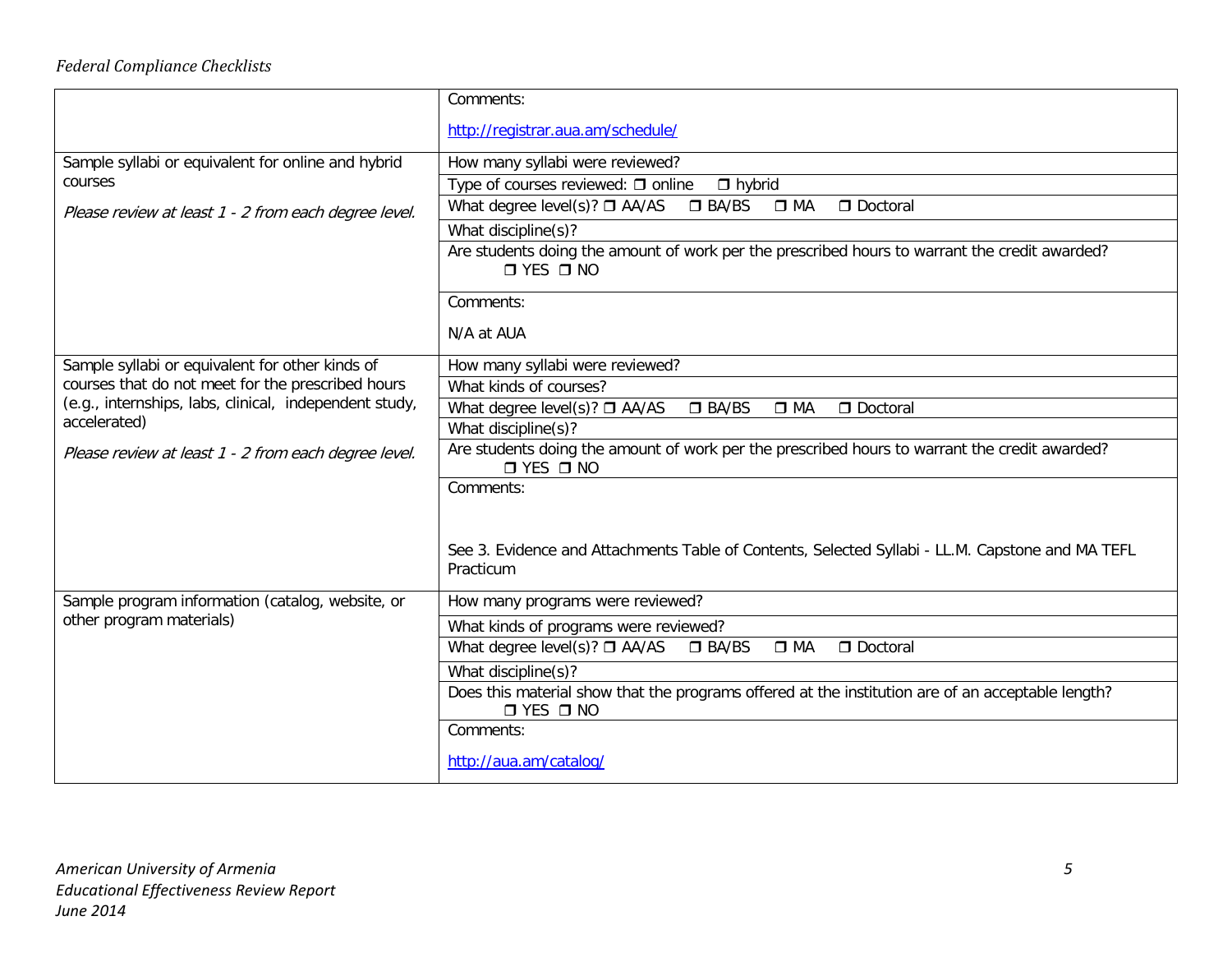| | |
|---|---|
| | Comments:<br><br>http://registrar.aua.am/schedule/ |
| Sample syllabi or equivalent for online and hybrid courses<br><br>*Please review at least 1 - 2 from each degree level.* | How many syllabi were reviewed? |
| | Type of courses reviewed: ❒ online ❒ hybrid |
| | What degree level(s)? ❒ AA/AS ❒ BA/BS ❒ MA ❒ Doctoral |
| | What discipline(s)? |
| | Are students doing the amount of work per the prescribed hours to warrant the credit awarded? ❒ YES ❒ NO |
| | Comments:<br><br>N/A at AUA |
| Sample syllabi or equivalent for other kinds of courses that do not meet for the prescribed hours (e.g., internships, labs, clinical, independent study, accelerated)<br><br>*Please review at least 1 - 2 from each degree level.* | How many syllabi were reviewed? |
| | What kinds of courses? |
| | What degree level(s)? ❒ AA/AS ❒ BA/BS ❒ MA ❒ Doctoral |
| | What discipline(s)? |
| | Are students doing the amount of work per the prescribed hours to warrant the credit awarded? ❒ YES ❒ NO |
| | Comments:<br><br>See 3. Evidence and Attachments Table of Contents, Selected Syllabi - LL.M. Capstone and MA TEFL Practicum |
| Sample program information (catalog, website, or other program materials) | How many programs were reviewed? |
| | What kinds of programs were reviewed? |
| | What degree level(s)? ❒ AA/AS ❒ BA/BS ❒ MA ❒ Doctoral |
| | What discipline(s)? |
| | Does this material show that the programs offered at the institution are of an acceptable length? ❒ YES ❒ NO |
| | Comments:<br><br>http://aua.am/catalog/ |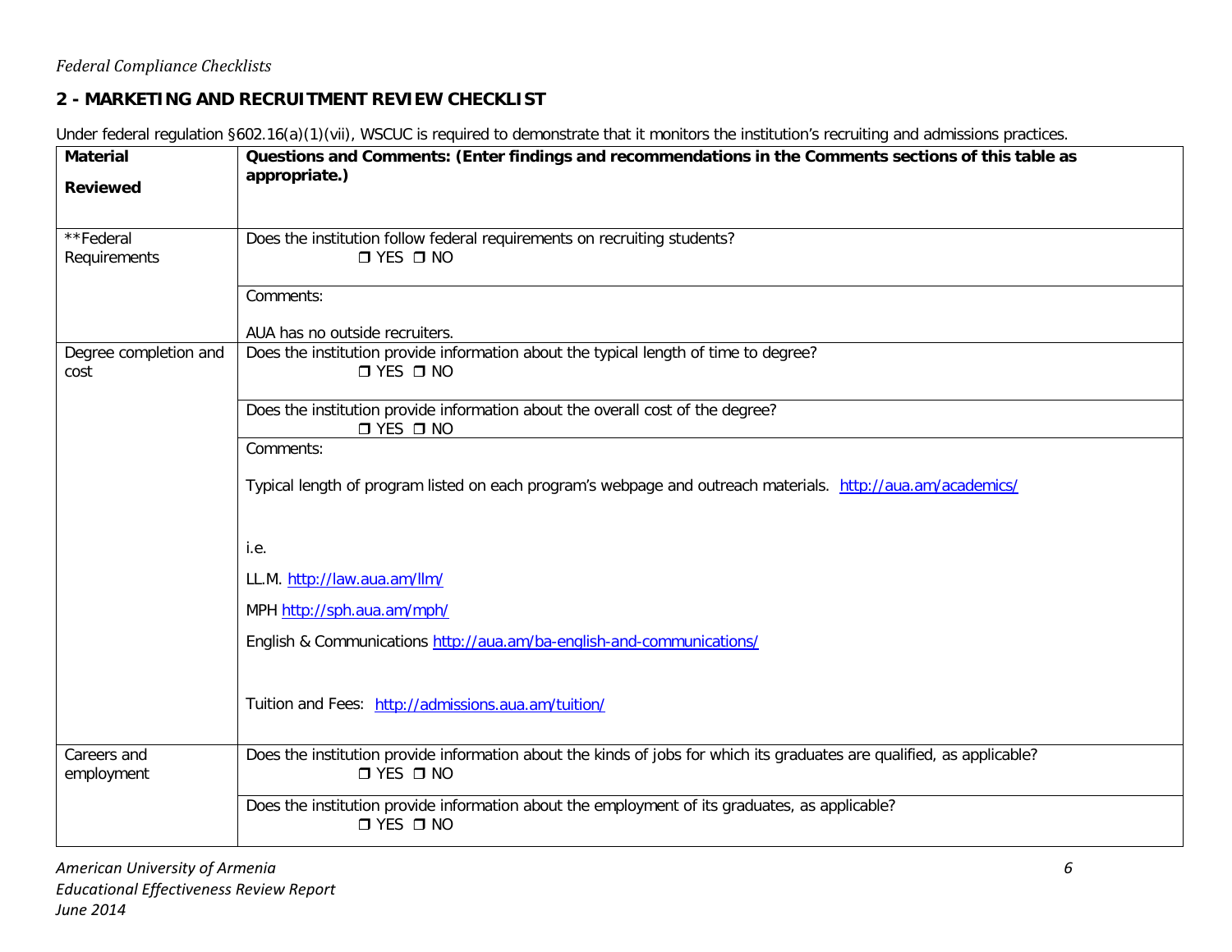*Federal Compliance Checklists*

## 2 - MARKETING AND RECRUITMENT REVIEW CHECKLIST

Under federal regulation §602.16(a)(1)(vii), WSCUC is required to demonstrate that it monitors the institution's recruiting and admissions practices.

| **Material Reviewed** | **Questions and Comments: (Enter findings and recommendations in the Comments sections of this table as appropriate.)** |
|---|---|
| **Federal Requirements | Does the institution follow federal requirements on recruiting students? ❒ YES ❒ NO |
| | Comments:<br><br>AUA has no outside recruiters. |
| Degree completion and cost | Does the institution provide information about the typical length of time to degree? ❒ YES ❒ NO |
| | Does the institution provide information about the overall cost of the degree? ❒ YES ❒ NO |
| | Comments:<br><br>Typical length of program listed on each program's webpage and outreach materials. http://aua.am/academics/<br><br>i.e.<br><br>LL.M. http://law.aua.am/llm/<br><br>MPH http://sph.aua.am/mph/<br><br>English & Communications http://aua.am/ba-english-and-communications/<br><br>Tuition and Fees: http://admissions.aua.am/tuition/ |
| Careers and employment | Does the institution provide information about the kinds of jobs for which its graduates are qualified, as applicable? ❒ YES ❒ NO |
| | Does the institution provide information about the employment of its graduates, as applicable? ❒ YES ❒ NO |

*American University of Armenia*
*Educational Effectiveness Review Report*
*June 2014*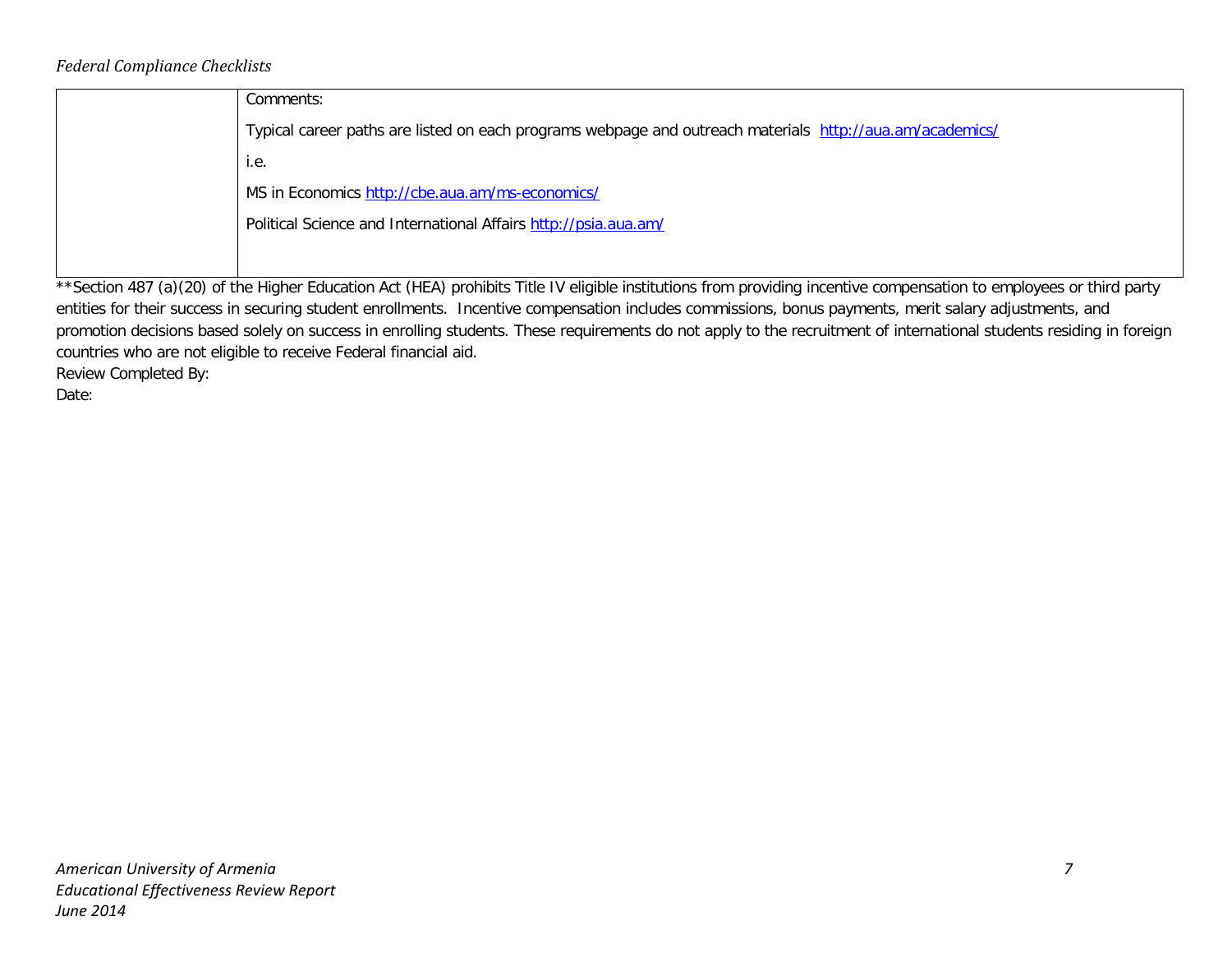| | |
|---|---|
| | Comments:<br><br>Typical career paths are listed on each programs webpage and outreach materials http://aua.am/academics/<br><br>i.e.<br><br>MS in Economics http://cbe.aua.am/ms-economics/<br><br>Political Science and International Affairs http://psia.aua.am/ |

**Section 487 (a)(20) of the Higher Education Act (HEA) prohibits Title IV eligible institutions from providing incentive compensation to employees or third party entities for their success in securing student enrollments. Incentive compensation includes commissions, bonus payments, merit salary adjustments, and promotion decisions based solely on success in enrolling students. These requirements do not apply to the recruitment of international students residing in foreign countries who are not eligible to receive Federal financial aid.

Review Completed By:

Date: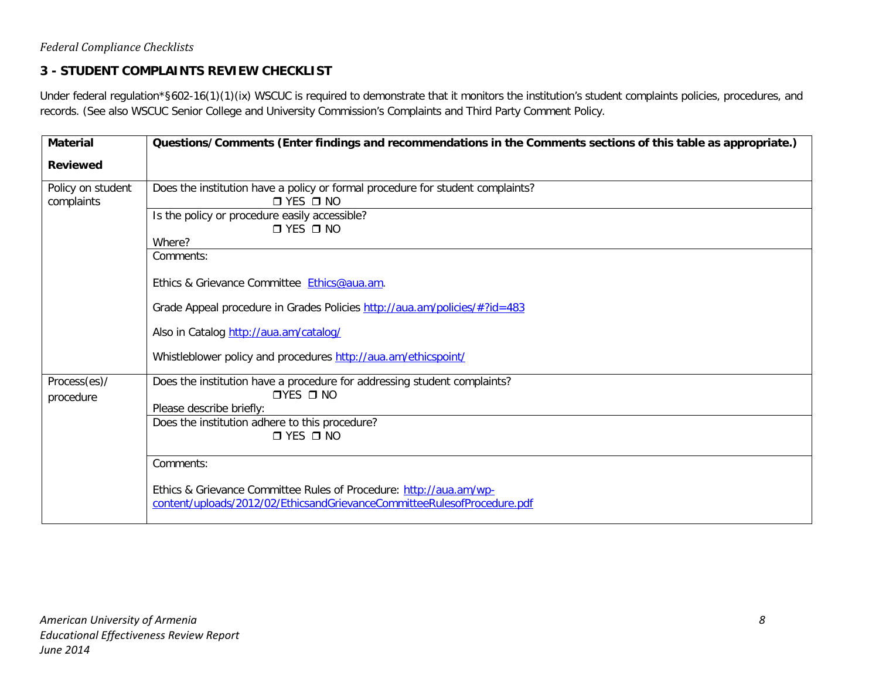*Federal Compliance Checklists*

**3 - STUDENT COMPLAINTS REVIEW CHECKLIST**

Under federal regulation*§602-16(1)(1)(ix) WSCUC is required to demonstrate that it monitors the institution's student complaints policies, procedures, and records. (See also WSCUC Senior College and University Commission's Complaints and Third Party Comment Policy.

| **Material Reviewed** | **Questions/Comments (Enter findings and recommendations in the Comments sections of this table as appropriate.)** |
|---|---|
| Policy on student complaints | Does the institution have a policy or formal procedure for student complaints?<br>❒ YES ❒ NO |
| | Is the policy or procedure easily accessible?<br>❒ YES ❒ NO<br>Where? |
| | Comments:<br><br>Ethics & Grievance Committee Ethics@aua.am.<br><br>Grade Appeal procedure in Grades Policies http://aua.am/policies/#?id=483<br><br>Also in Catalog http://aua.am/catalog/<br><br>Whistleblower policy and procedures http://aua.am/ethicspoint/ |
| Process(es)/ procedure | Does the institution have a procedure for addressing student complaints?<br>❒YES ❒ NO<br>Please describe briefly: |
| | Does the institution adhere to this procedure?<br>❒ YES ❒ NO |
| | Comments:<br><br>Ethics & Grievance Committee Rules of Procedure: http://aua.am/wp-content/uploads/2012/02/EthicsandGrievanceCommitteeRulesofProcedure.pdf |

*American University of Armenia*
*Educational Effectiveness Review Report*
*June 2014*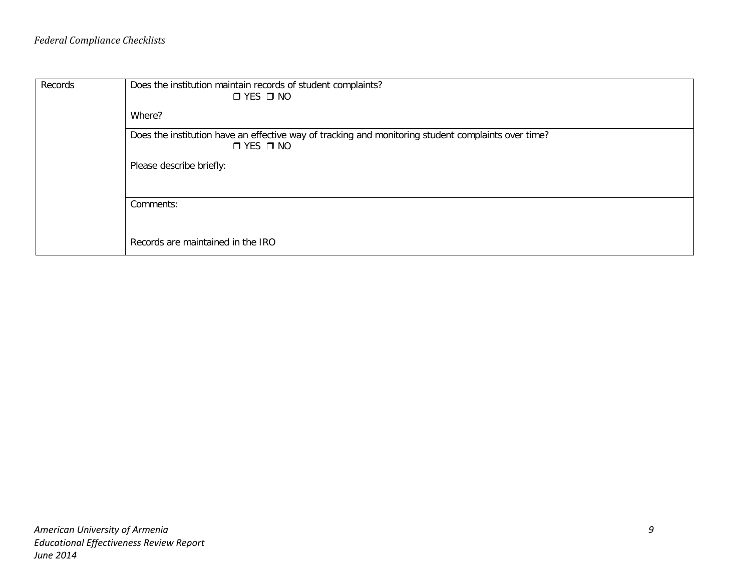| Records | Does the institution maintain records of student complaints?<br>❐ YES ❐ NO<br><br>Where? |
| --- | --- |
| | Does the institution have an effective way of tracking and monitoring student complaints over time?<br>❐ YES ❐ NO<br><br>Please describe briefly: |
| | Comments:<br><br>Records are maintained in the IRO |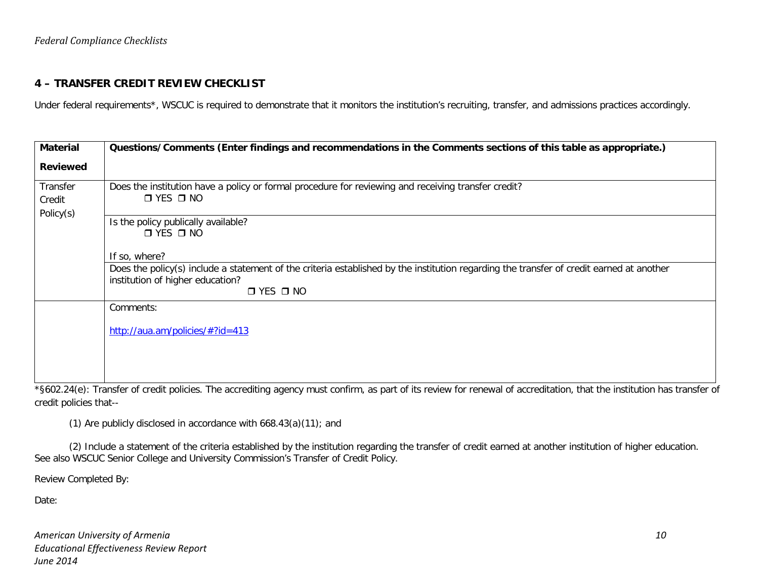## 4 – TRANSFER CREDIT REVIEW CHECKLIST

Under federal requirements*, WSCUC is required to demonstrate that it monitors the institution's recruiting, transfer, and admissions practices accordingly.

| Material Reviewed | Questions/Comments (Enter findings and recommendations in the Comments sections of this table as appropriate.) |
|---|---|
| Transfer Credit Policy(s) | Does the institution have a policy or formal procedure for reviewing and receiving transfer credit? ❐ YES ❐ NO |
| | Is the policy publically available? ❐ YES ❐ NO<br><br>If so, where? |
| | Does the policy(s) include a statement of the criteria established by the institution regarding the transfer of credit earned at another institution of higher education? ❐ YES ❐ NO |
| | Comments:<br><br>http://aua.am/policies/#?id=413 |

*§602.24(e): Transfer of credit policies. The accrediting agency must confirm, as part of its review for renewal of accreditation, that the institution has transfer of credit policies that--

(1) Are publicly disclosed in accordance with 668.43(a)(11); and

(2) Include a statement of the criteria established by the institution regarding the transfer of credit earned at another institution of higher education. See also WSCUC Senior College and University Commission's Transfer of Credit Policy.

Review Completed By:

Date: